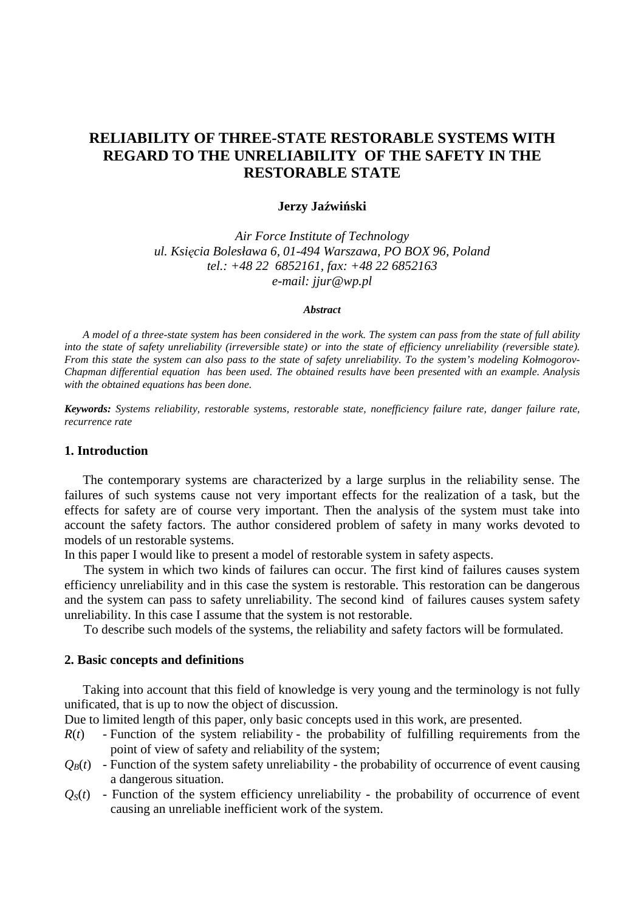# RELIABILITY OF THREE-STATE RESTORABLE SYSTEMS WITH REGARD TO THE UNRELIABILITY OF THE SAFETY IN THE RESTORABLE STATE

**Jerzy Jaźwiński**

*Air Force Institute of Technology*
*ul. Księcia Bolesława 6, 01-494 Warszawa, PO BOX 96, Poland*
*tel.: +48 22 6852161, fax: +48 22 6852163*
*e-mail: jjur@wp.pl*

***Abstract***

*A model of a three-state system has been considered in the work. The system can pass from the state of full ability into the state of safety unreliability (irreversible state) or into the state of efficiency unreliability (reversible state). From this state the system can also pass to the state of safety unreliability. To the system's modeling Kołmogorov-Chapman differential equation has been used. The obtained results have been presented with an example. Analysis with the obtained equations has been done.*

***Keywords:*** *Systems reliability, restorable systems, restorable state, nonefficiency failure rate, danger failure rate, recurrence rate*

## 1. Introduction

The contemporary systems are characterized by a large surplus in the reliability sense. The failures of such systems cause not very important effects for the realization of a task, but the effects for safety are of course very important. Then the analysis of the system must take into account the safety factors. The author considered problem of safety in many works devoted to models of un restorable systems.

In this paper I would like to present a model of restorable system in safety aspects.

The system in which two kinds of failures can occur. The first kind of failures causes system efficiency unreliability and in this case the system is restorable. This restoration can be dangerous and the system can pass to safety unreliability. The second kind of failures causes system safety unreliability. In this case I assume that the system is not restorable.

To describe such models of the systems, the reliability and safety factors will be formulated.

## 2. Basic concepts and definitions

Taking into account that this field of knowledge is very young and the terminology is not fully unificated, that is up to now the object of discussion.

Due to limited length of this paper, only basic concepts used in this work, are presented.

- $R(t)$ - Function of the system reliability - the probability of fulfilling requirements from the point of view of safety and reliability of the system;
- $Q_B(t)$ - Function of the system safety unreliability - the probability of occurrence of event causing a dangerous situation.
- $Q_S(t)$ - Function of the system efficiency unreliability - the probability of occurrence of event causing an unreliable inefficient work of the system.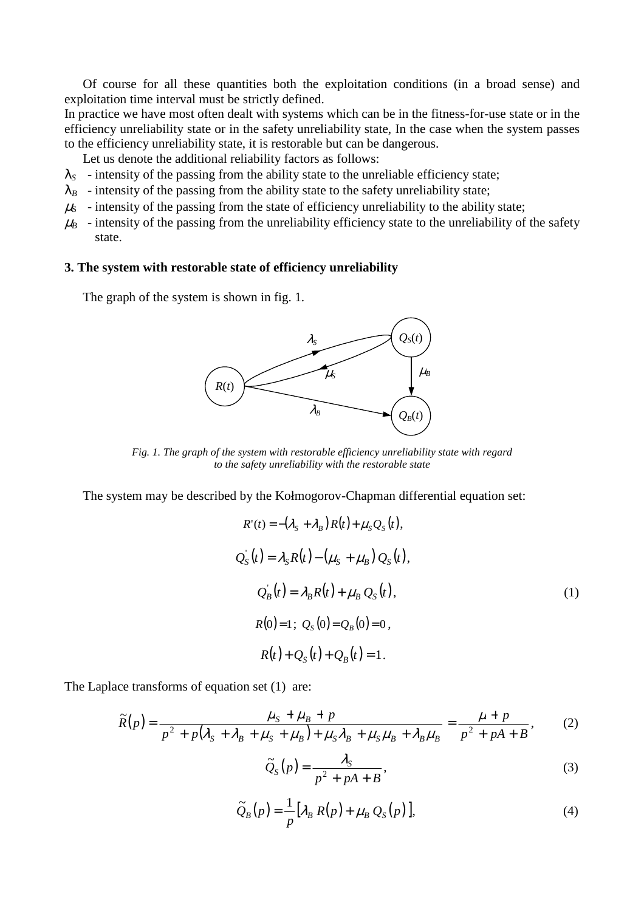Of course for all these quantities both the exploitation conditions (in a broad sense) and exploitation time interval must be strictly defined.

In practice we have most often dealt with systems which can be in the fitness-for-use state or in the efficiency unreliability state or in the safety unreliability state, In the case when the system passes to the efficiency unreliability state, it is restorable but can be dangerous.

Let us denote the additional reliability factors as follows:

- $\lambda_S$ - intensity of the passing from the ability state to the unreliable efficiency state;
- $\lambda_B$ - intensity of the passing from the ability state to the safety unreliability state;
- $\mu_S$ - intensity of the passing from the state of efficiency unreliability to the ability state;
- $\mu_B$ - intensity of the passing from the unreliability efficiency state to the unreliability of the safety state.

### 3. The system with restorable state of efficiency unreliability

The graph of the system is shown in fig. 1.

*Fig. 1. The graph of the system with restorable efficiency unreliability state with regard to the safety unreliability with the restorable state*

The system may be described by the Kołmogorov-Chapman differential equation set:

$$
\begin{aligned}
R'(t) &= -(\lambda_S + \lambda_B)\,R(t) + \mu_S Q_S(t),\\
Q_S'(t) &= \lambda_S R(t) - (\mu_S + \mu_B)\,Q_S(t),\\
Q_B'(t) &= \lambda_B R(t) + \mu_B\,Q_S(t),\\
R(0) &= 1;\; Q_S(0) = Q_B(0) = 0,\\
R(t) &+ Q_S(t) + Q_B(t) = 1.
\end{aligned}
\tag{1}
$$

The Laplace transforms of equation set (1) are:

$$
\tilde{R}(p) = \frac{\mu_S + \mu_B + p}{p^2 + p(\lambda_S + \lambda_B + \mu_S + \mu_B) + \mu_S\lambda_B + \mu_S\mu_B + \lambda_B\mu_B} = \frac{\mu + p}{p^2 + pA + B}, \tag{2}
$$

$$
\tilde{Q}_S(p) = \frac{\lambda_S}{p^2 + pA + B}, \tag{3}
$$

$$
\tilde{Q}_B(p) = \frac{1}{p}\left[\lambda_B\, R(p) + \mu_B\, Q_S(p)\right], \tag{4}
$$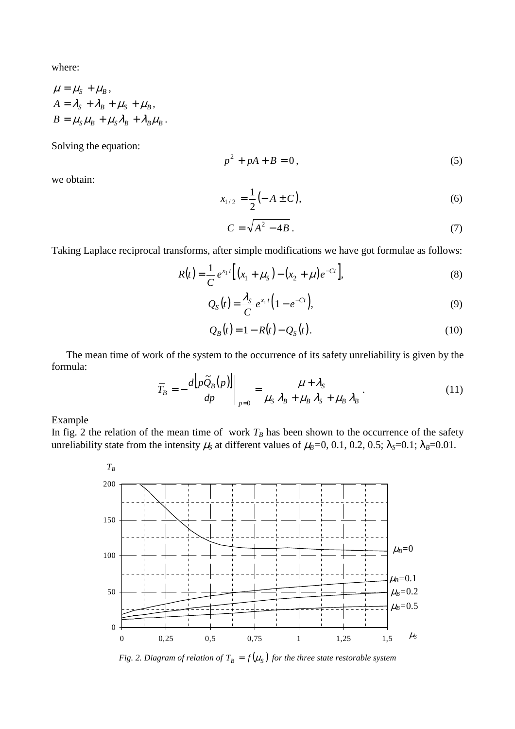where:

$$\mu = \mu_S + \mu_B,$$
$$A = \lambda_S + \lambda_B + \mu_S + \mu_B,$$
$$B = \mu_S \mu_B + \mu_S \lambda_B + \lambda_B \mu_B.$$

Solving the equation:

$$p^2 + pA + B = 0, \tag{5}$$

we obtain:

$$x_{1/2} = \frac{1}{2}\left(-A \pm C\right), \tag{6}$$

$$C = \sqrt{A^2 - 4B}. \tag{7}$$

Taking Laplace reciprocal transforms, after simple modifications we have got formulae as follows:

$$R(t) = \frac{1}{C} e^{x_1 t}\left[\left(x_1 + \mu_S\right) - \left(x_2 + \mu\right)e^{-Ct}\right], \tag{8}$$

$$Q_S(t) = \frac{\lambda_S}{C} e^{x_1 t}\left(1 - e^{-Ct}\right), \tag{9}$$

$$Q_B(t) = 1 - R(t) - Q_S(t). \tag{10}$$

The mean time of work of the system to the occurrence of its safety unreliability is given by the formula:

$$\overline{T}_B = -\frac{d\left[p\tilde{Q}_B(p)\right]}{dp}\Bigg|_{p=0} = \frac{\mu + \lambda_S}{\mu_S \lambda_B + \mu_B \lambda_S + \mu_B \lambda_B}. \tag{11}$$

Example

In fig. 2 the relation of the mean time of work $T_B$ has been shown to the occurrence of the safety unreliability state from the intensity $\mu_S$ at different values of $\mu_B$=0, 0.1, 0.2, 0.5; $\lambda_S$=0.1; $\lambda_B$=0.01.

*Fig. 2. Diagram of relation of $T_B = f(\mu_S)$ for the three state restorable system*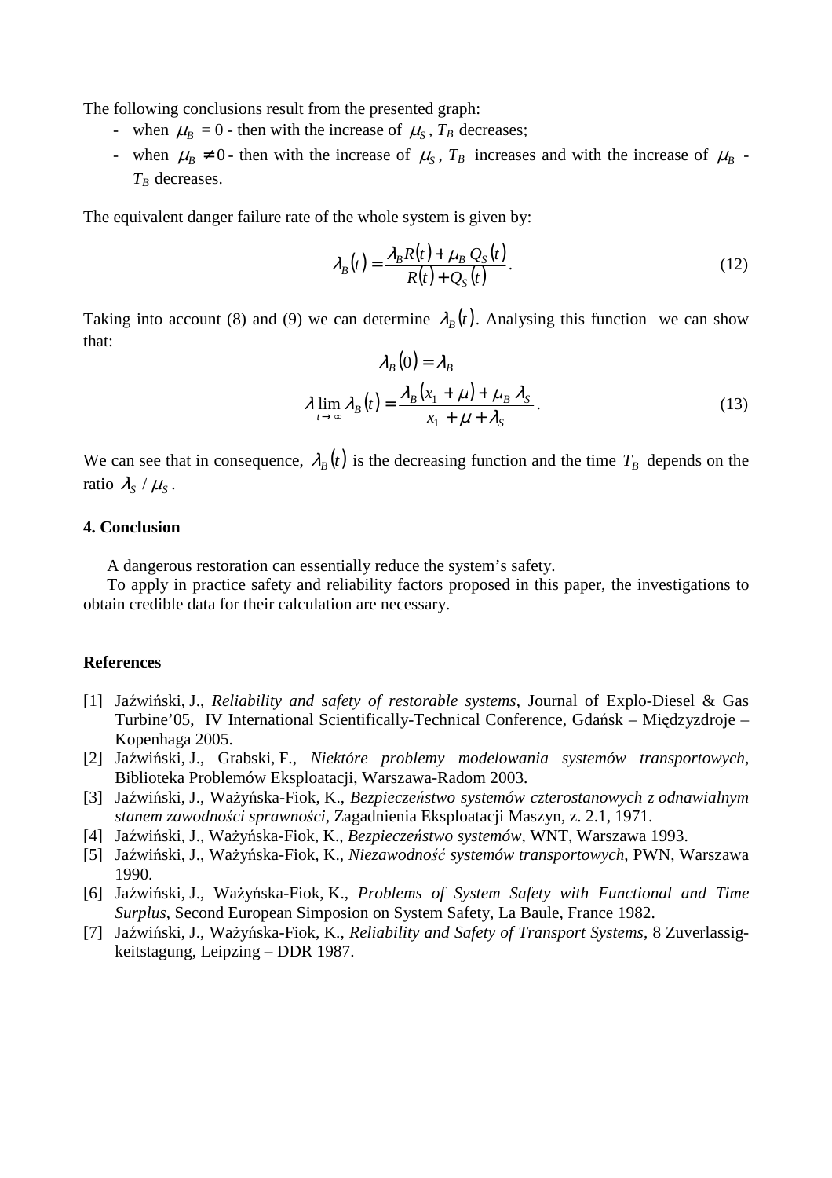The following conclusions result from the presented graph:

- when $\mu_B = 0$ - then with the increase of $\mu_S$, $T_B$ decreases;
- when $\mu_B \neq 0$ - then with the increase of $\mu_S$, $T_B$ increases and with the increase of $\mu_B$ - $T_B$ decreases.

The equivalent danger failure rate of the whole system is given by:

$$\lambda_B(t) = \frac{\lambda_B R(t) + \mu_B \, Q_S(t)}{R(t) + Q_S(t)}. \tag{12}$$

Taking into account (8) and (9) we can determine $\lambda_B(t)$. Analysing this function we can show that:

$$\lambda_B(0) = \lambda_B$$

$$\lambda \lim_{t \to \infty} \lambda_B(t) = \frac{\lambda_B(x_1 + \mu) + \mu_B \, \lambda_S}{x_1 + \mu + \lambda_S}. \tag{13}$$

We can see that in consequence, $\lambda_B(t)$ is the decreasing function and the time $\overline{T}_B$ depends on the ratio $\lambda_S / \mu_S$.

**4. Conclusion**

A dangerous restoration can essentially reduce the system's safety.

To apply in practice safety and reliability factors proposed in this paper, the investigations to obtain credible data for their calculation are necessary.

**References**

[1] Jaźwiński, J., *Reliability and safety of restorable systems*, Journal of Explo-Diesel & Gas Turbine'05, IV International Scientifically-Technical Conference, Gdańsk – Międzyzdroje – Kopenhaga 2005.

[2] Jaźwiński, J., Grabski, F., *Niektóre problemy modelowania systemów transportowych*, Biblioteka Problemów Eksploatacji, Warszawa-Radom 2003.

[3] Jaźwiński, J., Ważyńska-Fiok, K., *Bezpieczeństwo systemów czterostanowych z odnawialnym stanem zawodności sprawności*, Zagadnienia Eksploatacji Maszyn, z. 2.1, 1971.

[4] Jaźwiński, J., Ważyńska-Fiok, K., *Bezpieczeństwo systemów*, WNT, Warszawa 1993.

[5] Jaźwiński, J., Ważyńska-Fiok, K., *Niezawodność systemów transportowych*, PWN, Warszawa 1990.

[6] Jaźwiński, J., Ważyńska-Fiok, K., *Problems of System Safety with Functional and Time Surplus*, Second European Simposion on System Safety, La Baule, France 1982.

[7] Jaźwiński, J., Ważyńska-Fiok, K., *Reliability and Safety of Transport Systems*, 8 Zuverlassig-keitstagung, Leipzing – DDR 1987.